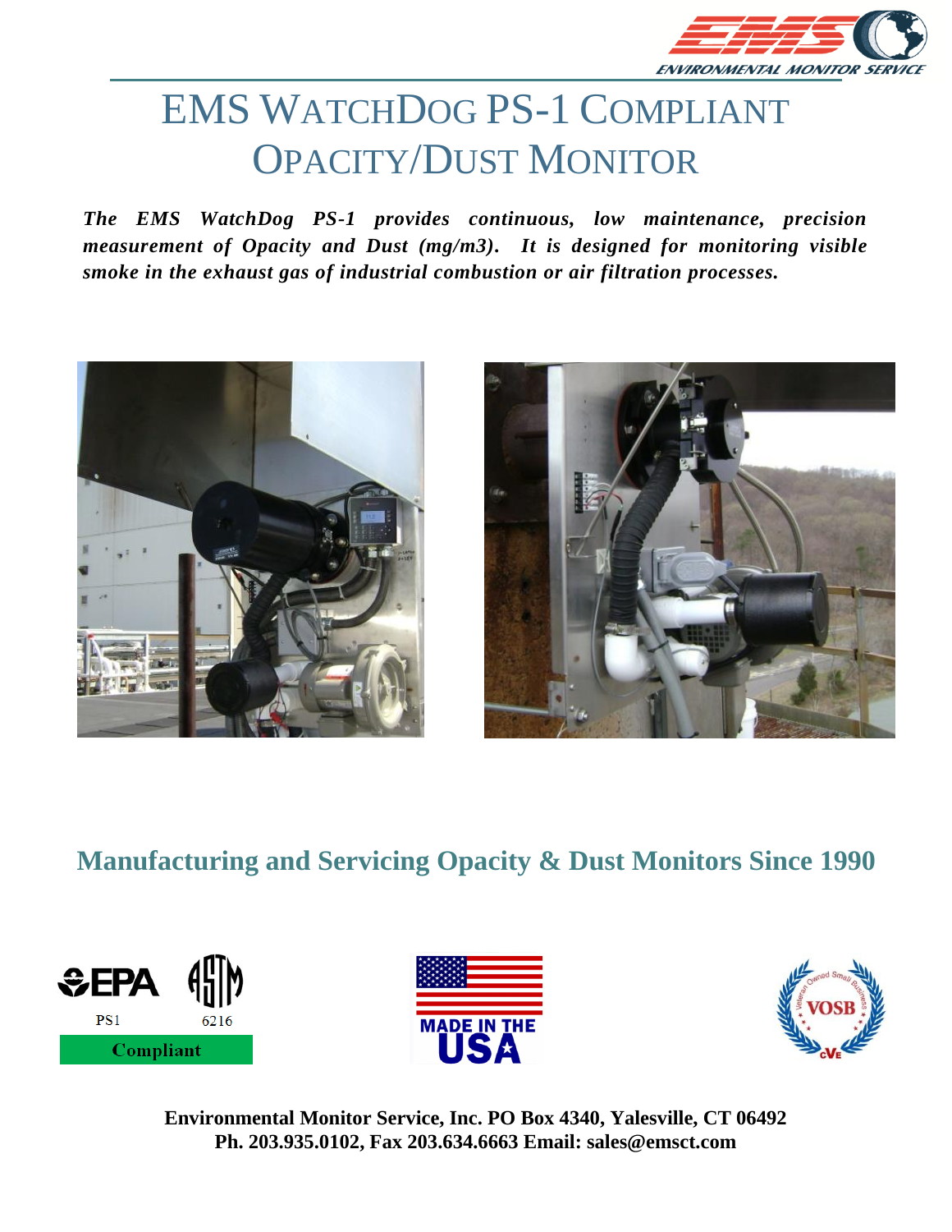# EMS WatchDog PS-1 Compliant Opacity/Dust Monitor

***The EMS WatchDog PS-1 provides continuous, low maintenance, precision measurement of Opacity and Dust (mg/m3). It is designed for monitoring visible smoke in the exhaust gas of industrial combustion or air filtration processes.***

## Manufacturing and Servicing Opacity & Dust Monitors Since 1990

EPA PS1 ASTM 6216 Compliant

MADE IN THE USA

VOSB

**Environmental Monitor Service, Inc. PO Box 4340, Yalesville, CT 06492**
**Ph. 203.935.0102, Fax 203.634.6663 Email: sales@emsct.com**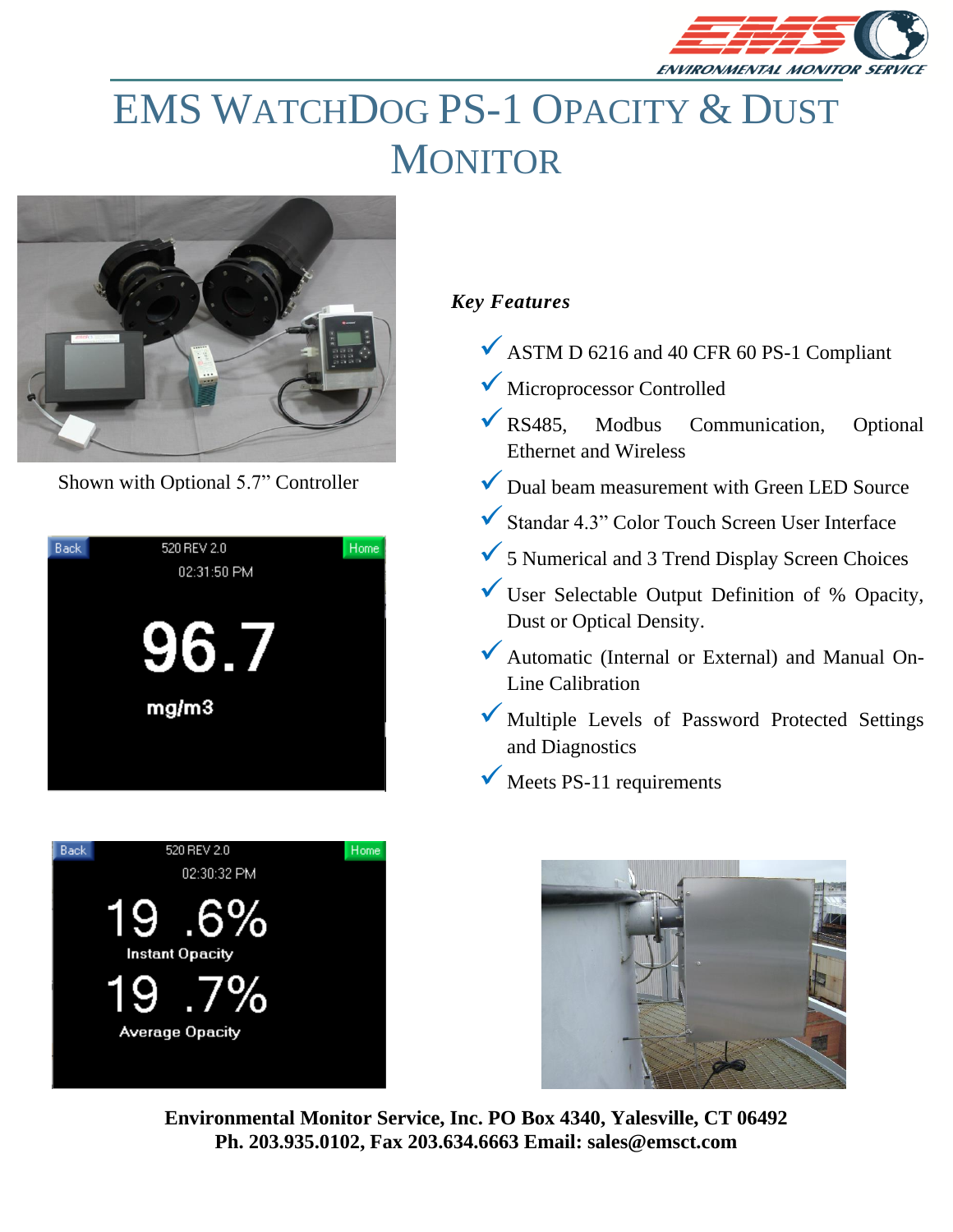# EMS WatchDog PS-1 Opacity & Dust Monitor

Shown with Optional 5.7" Controller

*Key Features*

- ✓ ASTM D 6216 and 40 CFR 60 PS-1 Compliant
- ✓ Microprocessor Controlled
- ✓ RS485, Modbus Communication, Optional Ethernet and Wireless
- ✓ Dual beam measurement with Green LED Source
- ✓ Standar 4.3" Color Touch Screen User Interface
- ✓ 5 Numerical and 3 Trend Display Screen Choices
- ✓ User Selectable Output Definition of % Opacity, Dust or Optical Density.
- ✓ Automatic (Internal or External) and Manual On-Line Calibration
- ✓ Multiple Levels of Password Protected Settings and Diagnostics
- ✓ Meets PS-11 requirements

**Environmental Monitor Service, Inc. PO Box 4340, Yalesville, CT 06492**
**Ph. 203.935.0102, Fax 203.634.6663 Email: sales@emsct.com**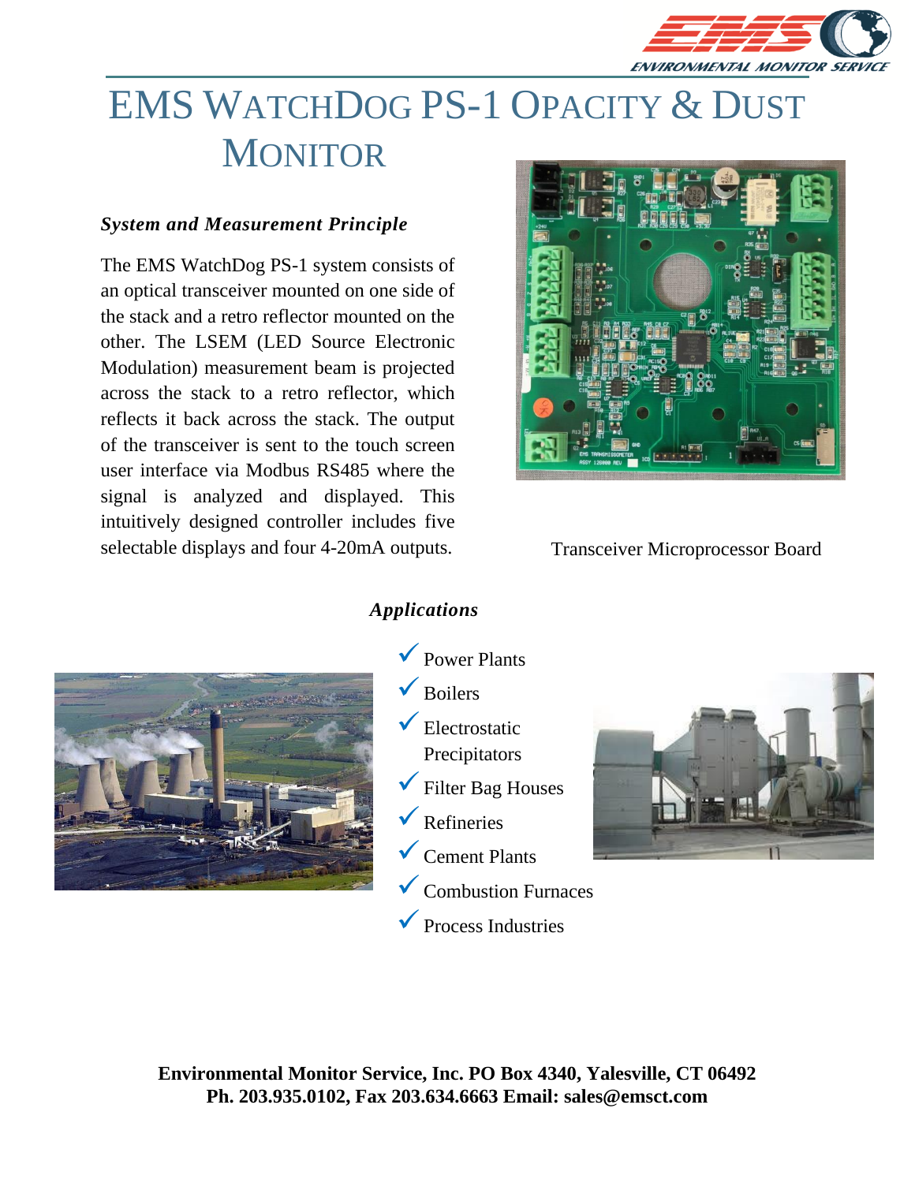# EMS WatchDog PS-1 Opacity & Dust Monitor

### *System and Measurement Principle*

The EMS WatchDog PS-1 system consists of an optical transceiver mounted on one side of the stack and a retro reflector mounted on the other. The LSEM (LED Source Electronic Modulation) measurement beam is projected across the stack to a retro reflector, which reflects it back across the stack. The output of the transceiver is sent to the touch screen user interface via Modbus RS485 where the signal is analyzed and displayed. This intuitively designed controller includes five selectable displays and four 4-20mA outputs.

Transceiver Microprocessor Board

### *Applications*

- Power Plants
- Boilers
- Electrostatic Precipitators
- Filter Bag Houses
- Refineries
- Cement Plants
- Combustion Furnaces
- Process Industries

**Environmental Monitor Service, Inc. PO Box 4340, Yalesville, CT 06492**
**Ph. 203.935.0102, Fax 203.634.6663 Email: sales@emsct.com**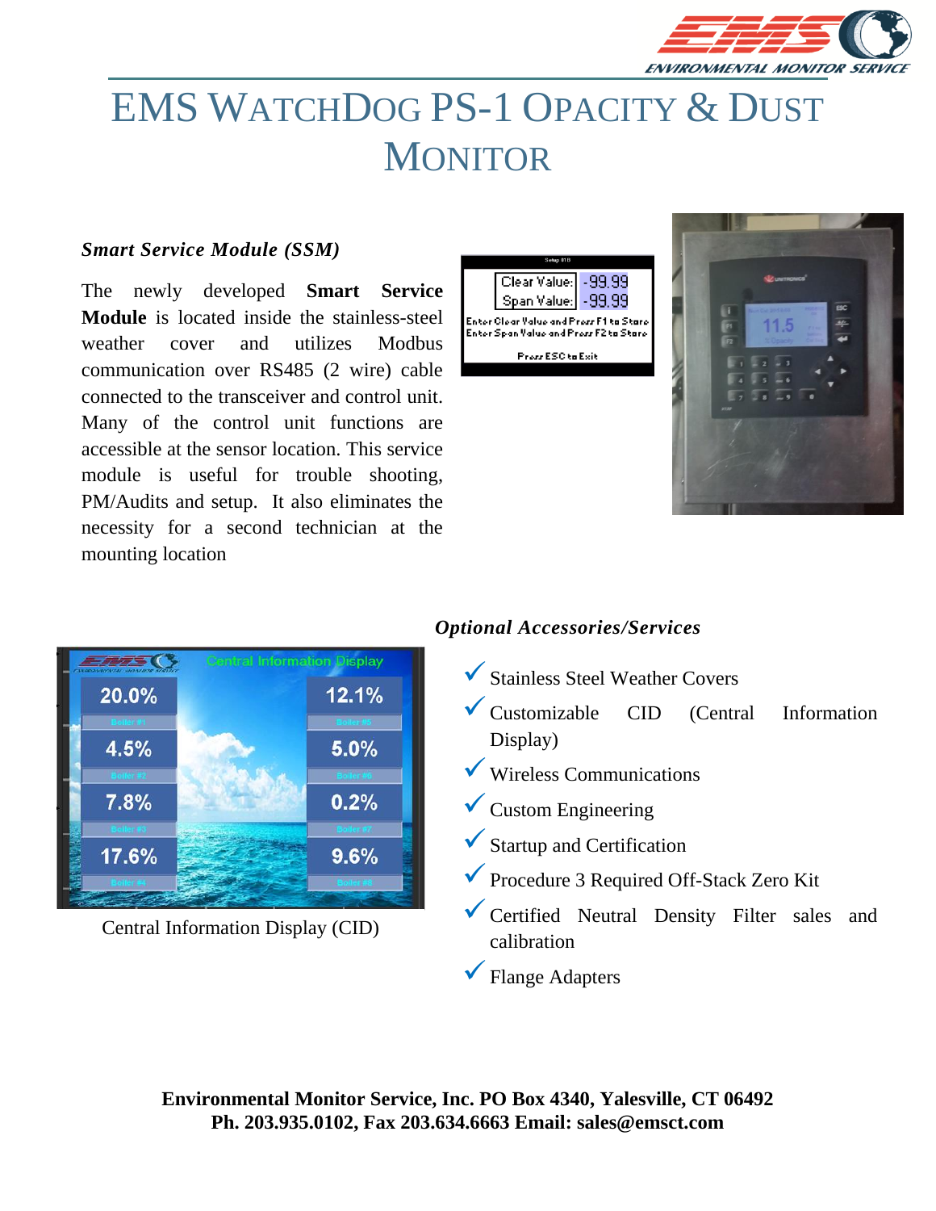# EMS WatchDog PS-1 Opacity & Dust Monitor

### *Smart Service Module (SSM)*

The newly developed **Smart Service Module** is located inside the stainless-steel weather cover and utilizes Modbus communication over RS485 (2 wire) cable connected to the transceiver and control unit. Many of the control unit functions are accessible at the sensor location. This service module is useful for trouble shooting, PM/Audits and setup. It also eliminates the necessity for a second technician at the mounting location

Central Information Display (CID)

### *Optional Accessories/Services*

- Stainless Steel Weather Covers
- Customizable CID (Central Information Display)
- Wireless Communications
- Custom Engineering
- Startup and Certification
- Procedure 3 Required Off-Stack Zero Kit
- Certified Neutral Density Filter sales and calibration
- Flange Adapters

**Environmental Monitor Service, Inc. PO Box 4340, Yalesville, CT 06492**
**Ph. 203.935.0102, Fax 203.634.6663 Email: sales@emsct.com**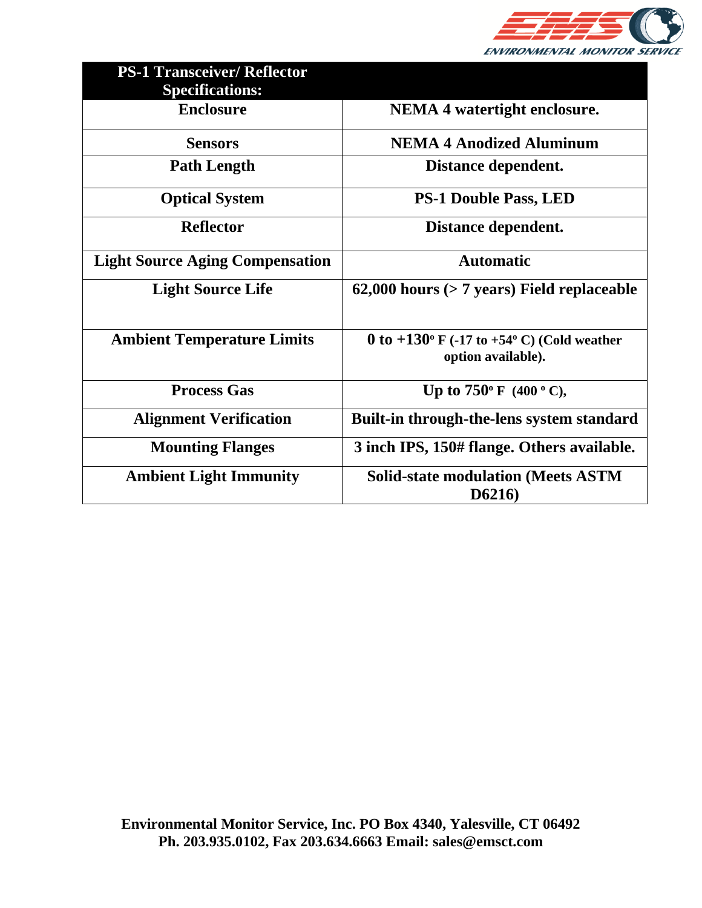| PS-1 Transceiver/ Reflector Specifications: | |
|---|---|
| **Enclosure** | **NEMA 4 watertight enclosure.** |
| **Sensors** | **NEMA 4 Anodized Aluminum** |
| **Path Length** | **Distance dependent.** |
| **Optical System** | **PS-1 Double Pass, LED** |
| **Reflector** | **Distance dependent.** |
| **Light Source Aging Compensation** | **Automatic** |
| **Light Source Life** | **62,000 hours (> 7 years) Field replaceable** |
| **Ambient Temperature Limits** | **0 to +130º F (-17 to +54º C) (Cold weather option available).** |
| **Process Gas** | **Up to 750º F (400 º C),** |
| **Alignment Verification** | **Built-in through-the-lens system standard** |
| **Mounting Flanges** | **3 inch IPS, 150# flange. Others available.** |
| **Ambient Light Immunity** | **Solid-state modulation (Meets ASTM D6216)** |

**Environmental Monitor Service, Inc. PO Box 4340, Yalesville, CT 06492**
**Ph. 203.935.0102, Fax 203.634.6663 Email: sales@emsct.com**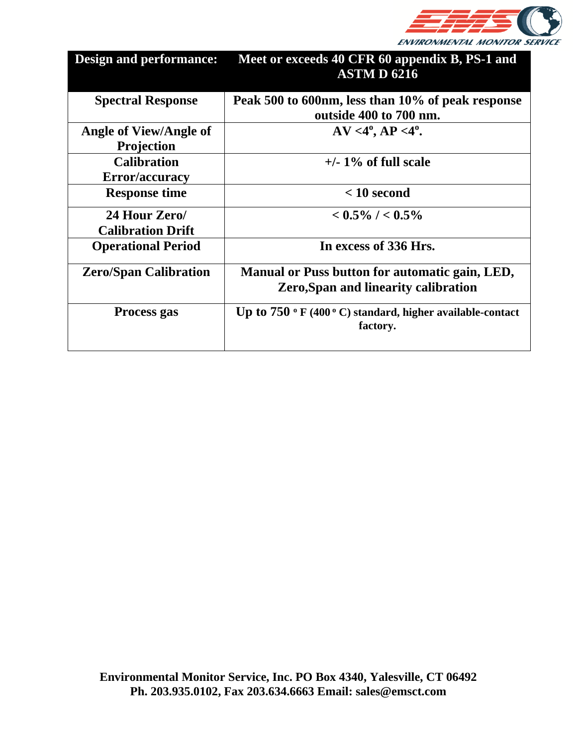| Design and performance: | Meet or exceeds 40 CFR 60 appendix B, PS-1 and ASTM D 6216 |
|---|---|
| Spectral Response | Peak 500 to 600nm, less than 10% of peak response outside 400 to 700 nm. |
| Angle of View/Angle of Projection | AV <4º, AP <4º. |
| Calibration Error/accuracy | +/- 1% of full scale |
| Response time | < 10 second |
| 24 Hour Zero/ Calibration Drift | < 0.5% / < 0.5% |
| Operational Period | In excess of 336 Hrs. |
| Zero/Span Calibration | Manual or Puss button for automatic gain, LED, Zero,Span and linearity calibration |
| Process gas | Up to 750 º F (400 º C) standard, higher available-contact factory. |

**Environmental Monitor Service, Inc. PO Box 4340, Yalesville, CT 06492**
**Ph. 203.935.0102, Fax 203.634.6663 Email: sales@emsct.com**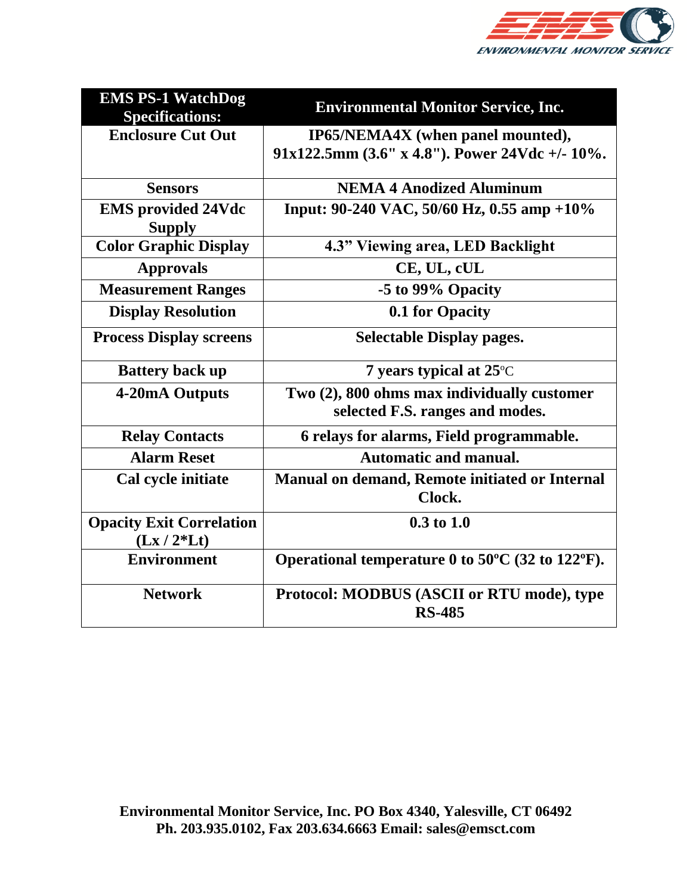| EMS PS-1 WatchDog Specifications: | Environmental Monitor Service, Inc. |
|---|---|
| **Enclosure Cut Out** | **IP65/NEMA4X (when panel mounted), 91x122.5mm (3.6" x 4.8"). Power 24Vdc +/- 10%.** |
| **Sensors** | **NEMA 4 Anodized Aluminum** |
| **EMS provided 24Vdc Supply** | **Input: 90-240 VAC, 50/60 Hz, 0.55 amp +10%** |
| **Color Graphic Display** | **4.3" Viewing area, LED Backlight** |
| **Approvals** | **CE, UL, cUL** |
| **Measurement Ranges** | **-5 to 99% Opacity** |
| **Display Resolution** | **0.1 for Opacity** |
| **Process Display screens** | **Selectable Display pages.** |
| **Battery back up** | **7 years typical at 25°C** |
| **4-20mA Outputs** | **Two (2), 800 ohms max individually customer selected F.S. ranges and modes.** |
| **Relay Contacts** | **6 relays for alarms, Field programmable.** |
| **Alarm Reset** | **Automatic and manual.** |
| **Cal cycle initiate** | **Manual on demand, Remote initiated or Internal Clock.** |
| **Opacity Exit Correlation (Lx / 2*Lt)** | **0.3 to 1.0** |
| **Environment** | **Operational temperature 0 to 50ºC (32 to 122ºF).** |
| **Network** | **Protocol: MODBUS (ASCII or RTU mode), type RS-485** |

**Environmental Monitor Service, Inc. PO Box 4340, Yalesville, CT 06492**
**Ph. 203.935.0102, Fax 203.634.6663 Email: sales@emsct.com**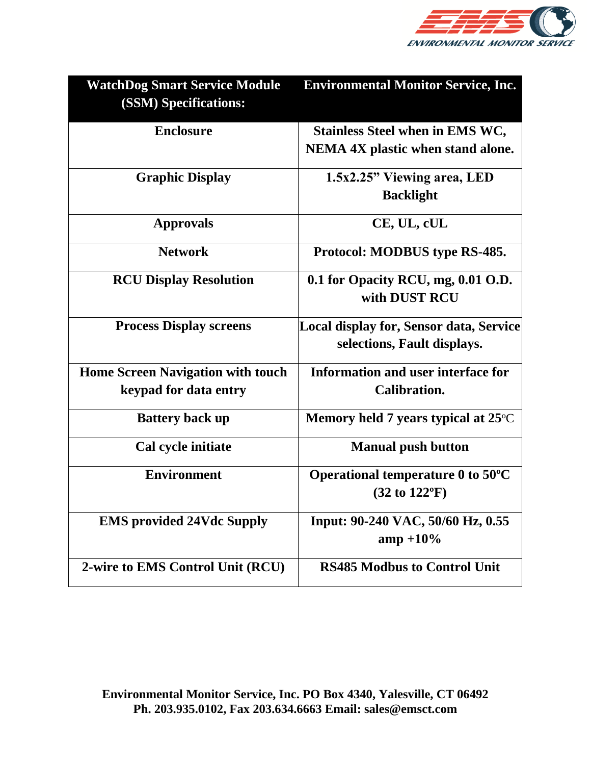| WatchDog Smart Service Module (SSM) Specifications: | Environmental Monitor Service, Inc. |
|---|---|
| Enclosure | Stainless Steel when in EMS WC, NEMA 4X plastic when stand alone. |
| Graphic Display | 1.5x2.25" Viewing area, LED Backlight |
| Approvals | CE, UL, cUL |
| Network | Protocol: MODBUS type RS-485. |
| RCU Display Resolution | 0.1 for Opacity RCU, mg, 0.01 O.D. with DUST RCU |
| Process Display screens | Local display for, Sensor data, Service selections, Fault displays. |
| Home Screen Navigation with touch keypad for data entry | Information and user interface for Calibration. |
| Battery back up | Memory held 7 years typical at 25°C |
| Cal cycle initiate | Manual push button |
| Environment | Operational temperature 0 to 50°C (32 to 122°F) |
| EMS provided 24Vdc Supply | Input: 90-240 VAC, 50/60 Hz, 0.55 amp +10% |
| 2-wire to EMS Control Unit (RCU) | RS485 Modbus to Control Unit |

**Environmental Monitor Service, Inc. PO Box 4340, Yalesville, CT 06492**
**Ph. 203.935.0102, Fax 203.634.6663 Email: sales@emsct.com**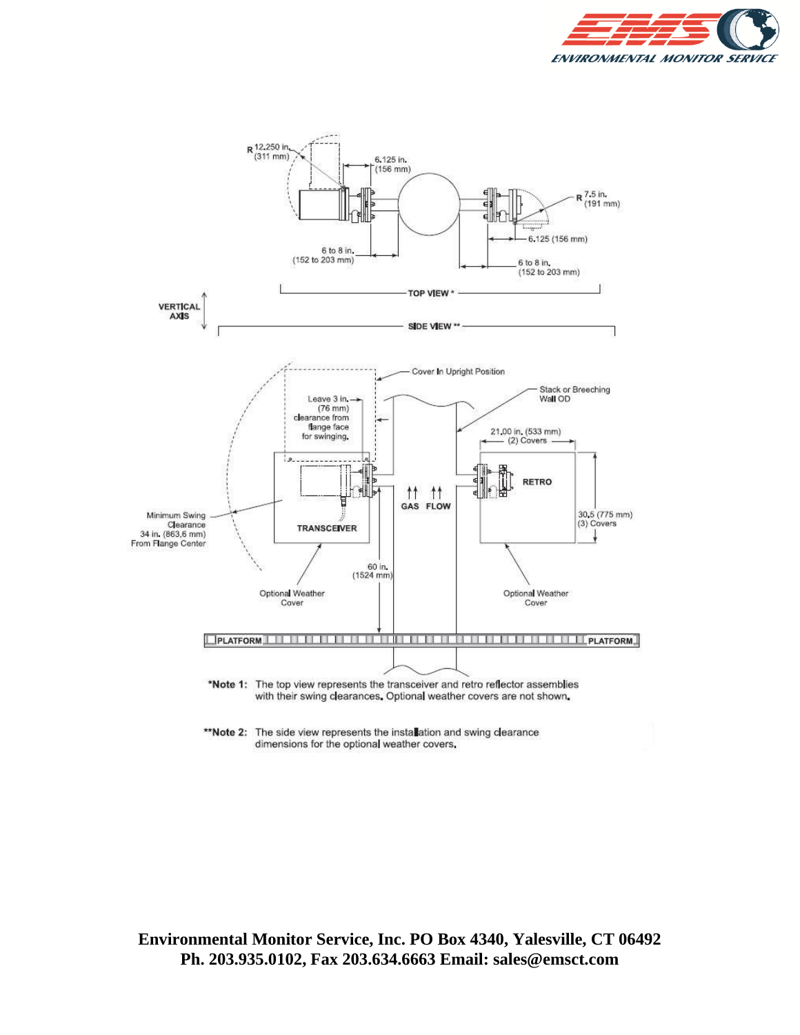R 12.250 in. (311 mm)

6.125 in. (156 mm)

R 7.5 in. (191 mm)

6.125 (156 mm)

6 to 8 in. (152 to 203 mm)

6 to 8 in. (152 to 203 mm)

TOP VIEW *

VERTICAL AXIS

SIDE VIEW **

Cover In Upright Position

Leave 3 in. (76 mm) clearance from flange face for swinging.

Stack or Breeching Wall OD

21.00 in. (533 mm) (2) Covers

RETRO

GAS FLOW

30.5 (775 mm) (3) Covers

Minimum Swing Clearance 34 in. (863,6 mm) From Flange Center

TRANSCEIVER

60 in. (1524 mm)

Optional Weather Cover

Optional Weather Cover

PLATFORM

PLATFORM

*Note 1: The top view represents the transceiver and retro reflector assemblies with their swing clearances. Optional weather covers are not shown.

**Note 2: The side view represents the installation and swing clearance dimensions for the optional weather covers.